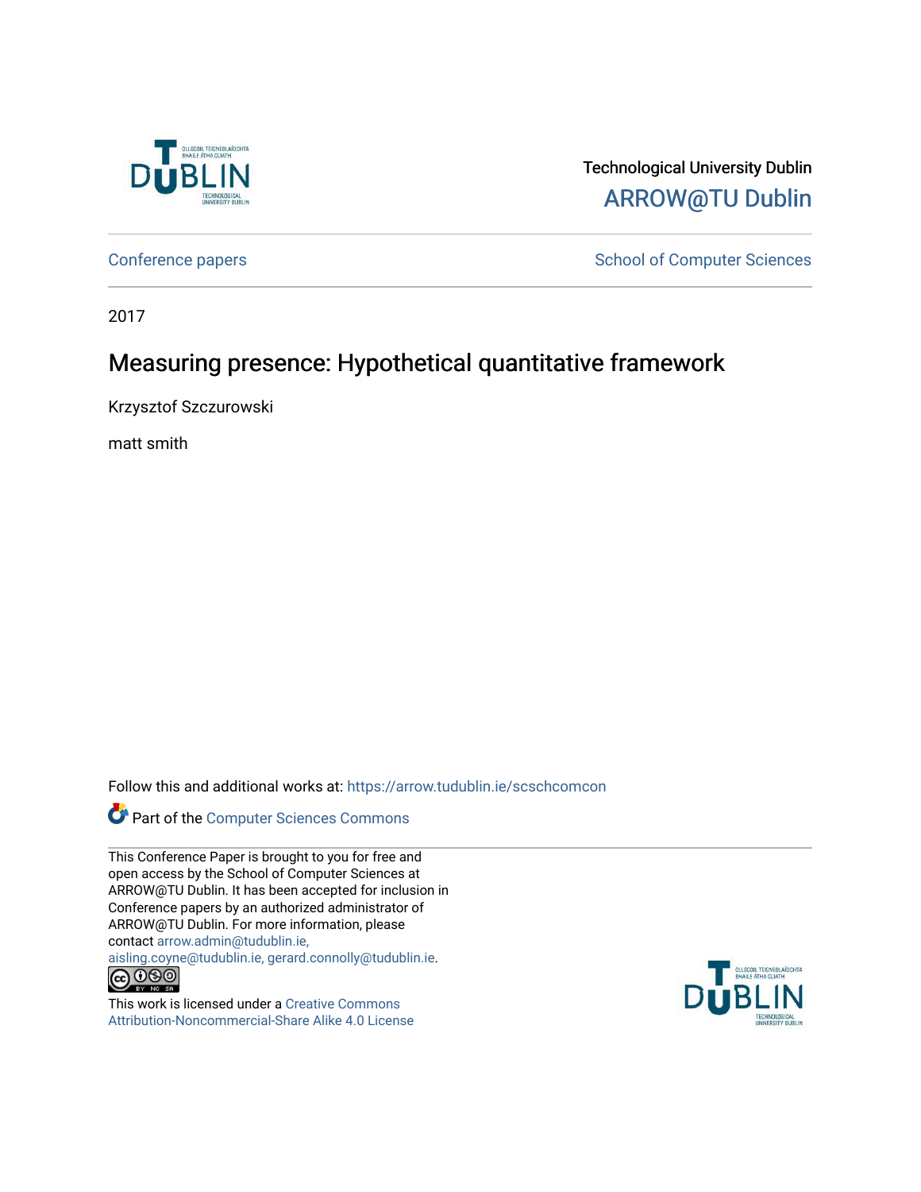Technological University Dublin

ARROW@TU Dublin

Conference papers

School of Computer Sciences

2017

# Measuring presence: Hypothetical quantitative framework

Krzysztof Szczurowski

matt smith

Follow this and additional works at: https://arrow.tudublin.ie/scschcomcon

Part of the Computer Sciences Commons

This Conference Paper is brought to you for free and open access by the School of Computer Sciences at ARROW@TU Dublin. It has been accepted for inclusion in Conference papers by an authorized administrator of ARROW@TU Dublin. For more information, please contact arrow.admin@tudublin.ie, aisling.coyne@tudublin.ie, gerard.connolly@tudublin.ie.

This work is licensed under a Creative Commons Attribution-Noncommercial-Share Alike 4.0 License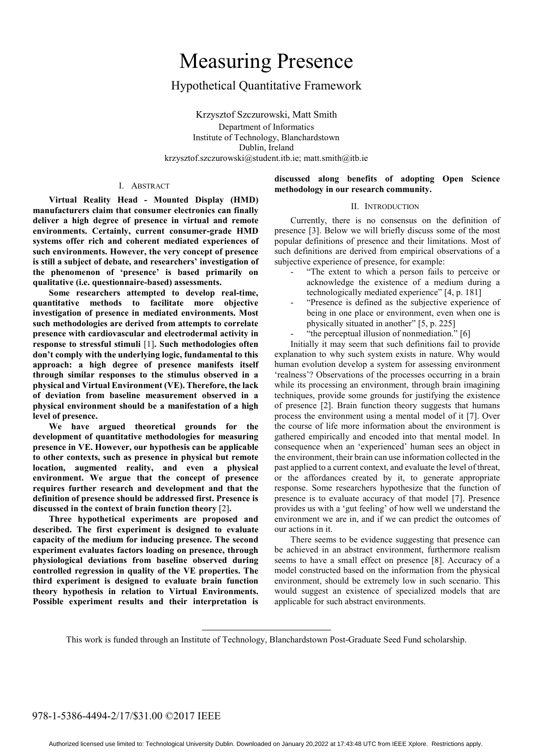# Measuring Presence

## Hypothetical Quantitative Framework

Krzysztof Szczurowski, Matt Smith
Department of Informatics
Institute of Technology, Blanchardstown
Dublin, Ireland
krzysztof.szczurowski@student.itb.ie; matt.smith@itb.ie

## I. Abstract

**Virtual Reality Head - Mounted Display (HMD) manufacturers claim that consumer electronics can finally deliver a high degree of presence in virtual and remote environments. Certainly, current consumer-grade HMD systems offer rich and coherent mediated experiences of such environments. However, the very concept of presence is still a subject of debate, and researchers' investigation of the phenomenon of 'presence' is based primarily on qualitative (i.e. questionnaire-based) assessments.**

**Some researchers attempted to develop real-time, quantitative methods to facilitate more objective investigation of presence in mediated environments. Most such methodologies are derived from attempts to correlate presence with cardiovascular and electrodermal activity in response to stressful stimuli** [1]**. Such methodologies often don't comply with the underlying logic, fundamental to this approach: a high degree of presence manifests itself through similar responses to the stimulus observed in a physical and Virtual Environment (VE). Therefore, the lack of deviation from baseline measurement observed in a physical environment should be a manifestation of a high level of presence.**

**We have argued theoretical grounds for the development of quantitative methodologies for measuring presence in VE. However, our hypothesis can be applicable to other contexts, such as presence in physical but remote location, augmented reality, and even a physical environment. We argue that the concept of presence requires further research and development and that the definition of presence should be addressed first. Presence is discussed in the context of brain function theory** [2]**.**

**Three hypothetical experiments are proposed and described. The first experiment is designed to evaluate capacity of the medium for inducing presence. The second experiment evaluates factors loading on presence, through physiological deviations from baseline observed during controlled regression in quality of the VE properties. The third experiment is designed to evaluate brain function theory hypothesis in relation to Virtual Environments. Possible experiment results and their interpretation is discussed along benefits of adopting Open Science methodology in our research community.**

## II. Introduction

Currently, there is no consensus on the definition of presence [3]. Below we will briefly discuss some of the most popular definitions of presence and their limitations. Most of such definitions are derived from empirical observations of a subjective experience of presence, for example:

- "The extent to which a person fails to perceive or acknowledge the existence of a medium during a technologically mediated experience" [4, p. 181]
- "Presence is defined as the subjective experience of being in one place or environment, even when one is physically situated in another" [5, p. 225]
- "the perceptual illusion of nonmediation." [6]

Initially it may seem that such definitions fail to provide explanation to why such system exists in nature. Why would human evolution develop a system for assessing environment 'realness'? Observations of the processes occurring in a brain while its processing an environment, through brain imagining techniques, provide some grounds for justifying the existence of presence [2]. Brain function theory suggests that humans process the environment using a mental model of it [7]. Over the course of life more information about the environment is gathered empirically and encoded into that mental model. In consequence when an 'experienced' human sees an object in the environment, their brain can use information collected in the past applied to a current context, and evaluate the level of threat, or the affordances created by it, to generate appropriate response. Some researchers hypothesize that the function of presence is to evaluate accuracy of that model [7]. Presence provides us with a 'gut feeling' of how well we understand the environment we are in, and if we can predict the outcomes of our actions in it.

There seems to be evidence suggesting that presence can be achieved in an abstract environment, furthermore realism seems to have a small effect on presence [8]. Accuracy of a model constructed based on the information from the physical environment, should be extremely low in such scenario. This would suggest an existence of specialized models that are applicable for such abstract environments.

This work is funded through an Institute of Technology, Blanchardstown Post-Graduate Seed Fund scholarship.

978-1-5386-4494-2/17/$31.00 ©2017 IEEE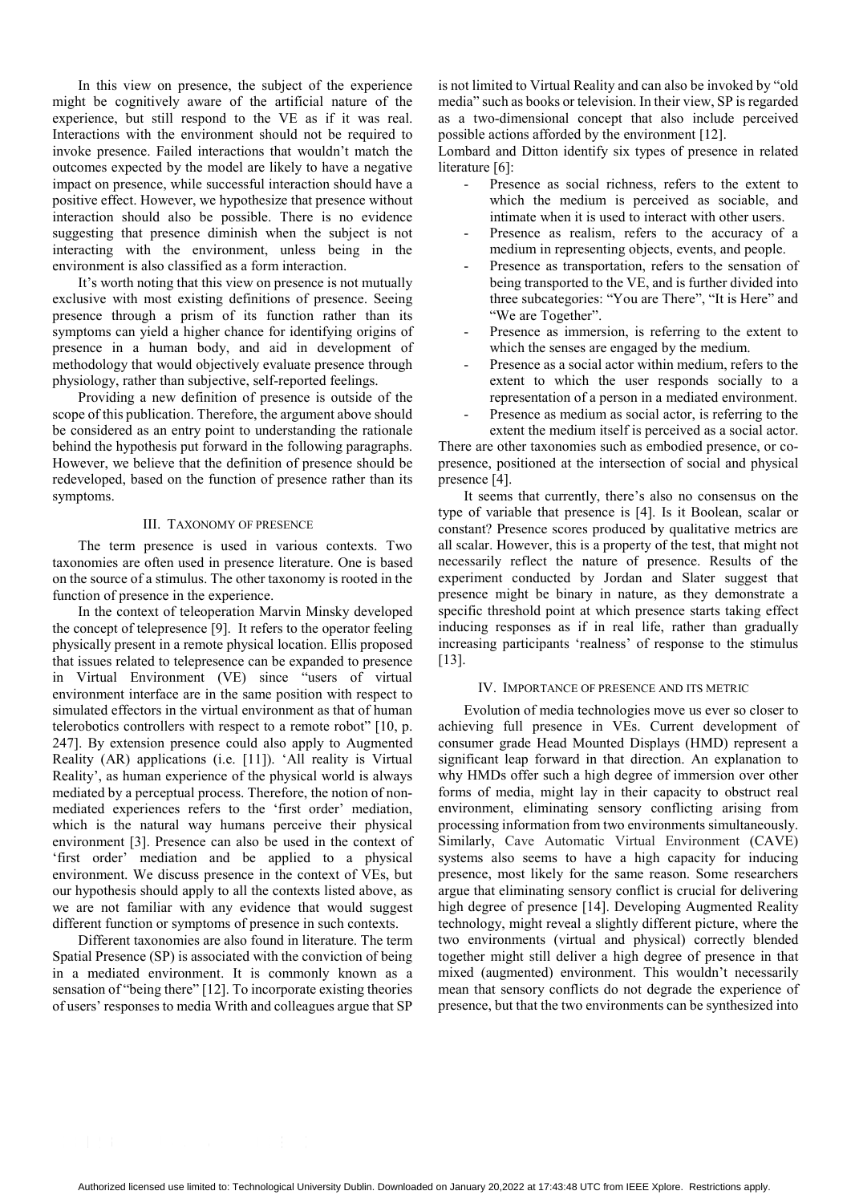In this view on presence, the subject of the experience might be cognitively aware of the artificial nature of the experience, but still respond to the VE as if it was real. Interactions with the environment should not be required to invoke presence. Failed interactions that wouldn't match the outcomes expected by the model are likely to have a negative impact on presence, while successful interaction should have a positive effect. However, we hypothesize that presence without interaction should also be possible. There is no evidence suggesting that presence diminish when the subject is not interacting with the environment, unless being in the environment is also classified as a form interaction.

It's worth noting that this view on presence is not mutually exclusive with most existing definitions of presence. Seeing presence through a prism of its function rather than its symptoms can yield a higher chance for identifying origins of presence in a human body, and aid in development of methodology that would objectively evaluate presence through physiology, rather than subjective, self-reported feelings.

Providing a new definition of presence is outside of the scope of this publication. Therefore, the argument above should be considered as an entry point to understanding the rationale behind the hypothesis put forward in the following paragraphs. However, we believe that the definition of presence should be redeveloped, based on the function of presence rather than its symptoms.

## III. Taxonomy of Presence

The term presence is used in various contexts. Two taxonomies are often used in presence literature. One is based on the source of a stimulus. The other taxonomy is rooted in the function of presence in the experience.

In the context of teleoperation Marvin Minsky developed the concept of telepresence [9]. It refers to the operator feeling physically present in a remote physical location. Ellis proposed that issues related to telepresence can be expanded to presence in Virtual Environment (VE) since "users of virtual environment interface are in the same position with respect to simulated effectors in the virtual environment as that of human telerobotics controllers with respect to a remote robot" [10, p. 247]. By extension presence could also apply to Augmented Reality (AR) applications (i.e. [11]). 'All reality is Virtual Reality', as human experience of the physical world is always mediated by a perceptual process. Therefore, the notion of non-mediated experiences refers to the 'first order' mediation, which is the natural way humans perceive their physical environment [3]. Presence can also be used in the context of 'first order' mediation and be applied to a physical environment. We discuss presence in the context of VEs, but our hypothesis should apply to all the contexts listed above, as we are not familiar with any evidence that would suggest different function or symptoms of presence in such contexts.

Different taxonomies are also found in literature. The term Spatial Presence (SP) is associated with the conviction of being in a mediated environment. It is commonly known as a sensation of "being there" [12]. To incorporate existing theories of users' responses to media Writh and colleagues argue that SP is not limited to Virtual Reality and can also be invoked by "old media" such as books or television. In their view, SP is regarded as a two-dimensional concept that also include perceived possible actions afforded by the environment [12].

Lombard and Ditton identify six types of presence in related literature [6]:

- Presence as social richness, refers to the extent to which the medium is perceived as sociable, and intimate when it is used to interact with other users.
- Presence as realism, refers to the accuracy of a medium in representing objects, events, and people.
- Presence as transportation, refers to the sensation of being transported to the VE, and is further divided into three subcategories: "You are There", "It is Here" and "We are Together".
- Presence as immersion, is referring to the extent to which the senses are engaged by the medium.
- Presence as a social actor within medium, refers to the extent to which the user responds socially to a representation of a person in a mediated environment.
- Presence as medium as social actor, is referring to the extent the medium itself is perceived as a social actor.

There are other taxonomies such as embodied presence, or co-presence, positioned at the intersection of social and physical presence [4].

It seems that currently, there's also no consensus on the type of variable that presence is [4]. Is it Boolean, scalar or constant? Presence scores produced by qualitative metrics are all scalar. However, this is a property of the test, that might not necessarily reflect the nature of presence. Results of the experiment conducted by Jordan and Slater suggest that presence might be binary in nature, as they demonstrate a specific threshold point at which presence starts taking effect inducing responses as if in real life, rather than gradually increasing participants 'realness' of response to the stimulus [13].

## IV. Importance of Presence and Its Metric

Evolution of media technologies move us ever so closer to achieving full presence in VEs. Current development of consumer grade Head Mounted Displays (HMD) represent a significant leap forward in that direction. An explanation to why HMDs offer such a high degree of immersion over other forms of media, might lay in their capacity to obstruct real environment, eliminating sensory conflicting arising from processing information from two environments simultaneously. Similarly, Cave Automatic Virtual Environment (CAVE) systems also seems to have a high capacity for inducing presence, most likely for the same reason. Some researchers argue that eliminating sensory conflict is crucial for delivering high degree of presence [14]. Developing Augmented Reality technology, might reveal a slightly different picture, where the two environments (virtual and physical) correctly blended together might still deliver a high degree of presence in that mixed (augmented) environment. This wouldn't necessarily mean that sensory conflicts do not degrade the experience of presence, but that the two environments can be synthesized into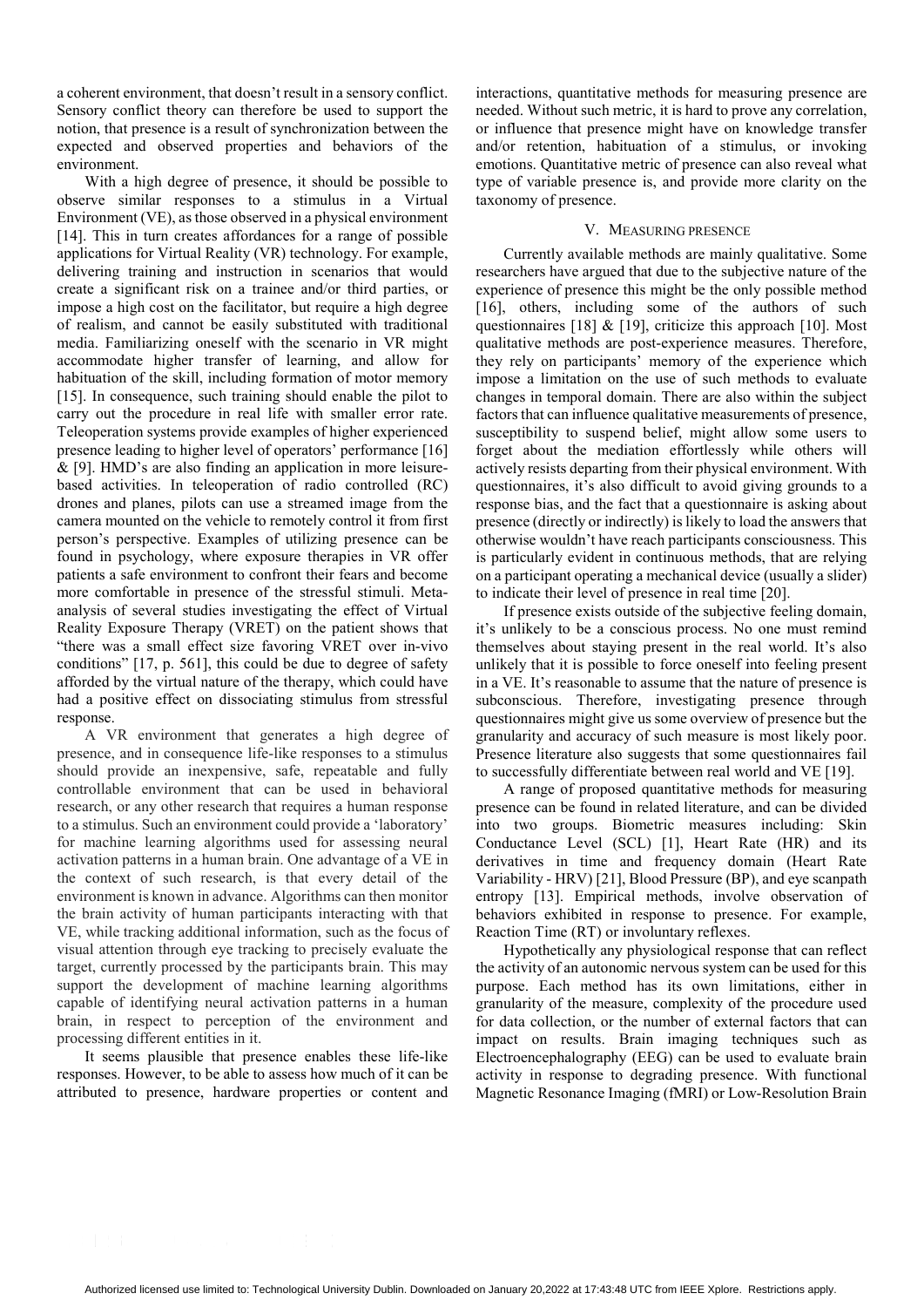a coherent environment, that doesn't result in a sensory conflict. Sensory conflict theory can therefore be used to support the notion, that presence is a result of synchronization between the expected and observed properties and behaviors of the environment.

With a high degree of presence, it should be possible to observe similar responses to a stimulus in a Virtual Environment (VE), as those observed in a physical environment [14]. This in turn creates affordances for a range of possible applications for Virtual Reality (VR) technology. For example, delivering training and instruction in scenarios that would create a significant risk on a trainee and/or third parties, or impose a high cost on the facilitator, but require a high degree of realism, and cannot be easily substituted with traditional media. Familiarizing oneself with the scenario in VR might accommodate higher transfer of learning, and allow for habituation of the skill, including formation of motor memory [15]. In consequence, such training should enable the pilot to carry out the procedure in real life with smaller error rate. Teleoperation systems provide examples of higher experienced presence leading to higher level of operators' performance [16] & [9]. HMD's are also finding an application in more leisure-based activities. In teleoperation of radio controlled (RC) drones and planes, pilots can use a streamed image from the camera mounted on the vehicle to remotely control it from first person's perspective. Examples of utilizing presence can be found in psychology, where exposure therapies in VR offer patients a safe environment to confront their fears and become more comfortable in presence of the stressful stimuli. Meta-analysis of several studies investigating the effect of Virtual Reality Exposure Therapy (VRET) on the patient shows that "there was a small effect size favoring VRET over in-vivo conditions" [17, p. 561], this could be due to degree of safety afforded by the virtual nature of the therapy, which could have had a positive effect on dissociating stimulus from stressful response.

A VR environment that generates a high degree of presence, and in consequence life-like responses to a stimulus should provide an inexpensive, safe, repeatable and fully controllable environment that can be used in behavioral research, or any other research that requires a human response to a stimulus. Such an environment could provide a 'laboratory' for machine learning algorithms used for assessing neural activation patterns in a human brain. One advantage of a VE in the context of such research, is that every detail of the environment is known in advance. Algorithms can then monitor the brain activity of human participants interacting with that VE, while tracking additional information, such as the focus of visual attention through eye tracking to precisely evaluate the target, currently processed by the participants brain. This may support the development of machine learning algorithms capable of identifying neural activation patterns in a human brain, in respect to perception of the environment and processing different entities in it.

It seems plausible that presence enables these life-like responses. However, to be able to assess how much of it can be attributed to presence, hardware properties or content and interactions, quantitative methods for measuring presence are needed. Without such metric, it is hard to prove any correlation, or influence that presence might have on knowledge transfer and/or retention, habituation of a stimulus, or invoking emotions. Quantitative metric of presence can also reveal what type of variable presence is, and provide more clarity on the taxonomy of presence.

## V. Measuring Presence

Currently available methods are mainly qualitative. Some researchers have argued that due to the subjective nature of the experience of presence this might be the only possible method [16], others, including some of the authors of such questionnaires [18] & [19], criticize this approach [10]. Most qualitative methods are post-experience measures. Therefore, they rely on participants' memory of the experience which impose a limitation on the use of such methods to evaluate changes in temporal domain. There are also within the subject factors that can influence qualitative measurements of presence, susceptibility to suspend belief, might allow some users to forget about the mediation effortlessly while others will actively resists departing from their physical environment. With questionnaires, it's also difficult to avoid giving grounds to a response bias, and the fact that a questionnaire is asking about presence (directly or indirectly) is likely to load the answers that otherwise wouldn't have reach participants consciousness. This is particularly evident in continuous methods, that are relying on a participant operating a mechanical device (usually a slider) to indicate their level of presence in real time [20].

If presence exists outside of the subjective feeling domain, it's unlikely to be a conscious process. No one must remind themselves about staying present in the real world. It's also unlikely that it is possible to force oneself into feeling present in a VE. It's reasonable to assume that the nature of presence is subconscious. Therefore, investigating presence through questionnaires might give us some overview of presence but the granularity and accuracy of such measure is most likely poor. Presence literature also suggests that some questionnaires fail to successfully differentiate between real world and VE [19].

A range of proposed quantitative methods for measuring presence can be found in related literature, and can be divided into two groups. Biometric measures including: Skin Conductance Level (SCL) [1], Heart Rate (HR) and its derivatives in time and frequency domain (Heart Rate Variability - HRV) [21], Blood Pressure (BP), and eye scanpath entropy [13]. Empirical methods, involve observation of behaviors exhibited in response to presence. For example, Reaction Time (RT) or involuntary reflexes.

Hypothetically any physiological response that can reflect the activity of an autonomic nervous system can be used for this purpose. Each method has its own limitations, either in granularity of the measure, complexity of the procedure used for data collection, or the number of external factors that can impact on results. Brain imaging techniques such as Electroencephalography (EEG) can be used to evaluate brain activity in response to degrading presence. With functional Magnetic Resonance Imaging (fMRI) or Low-Resolution Brain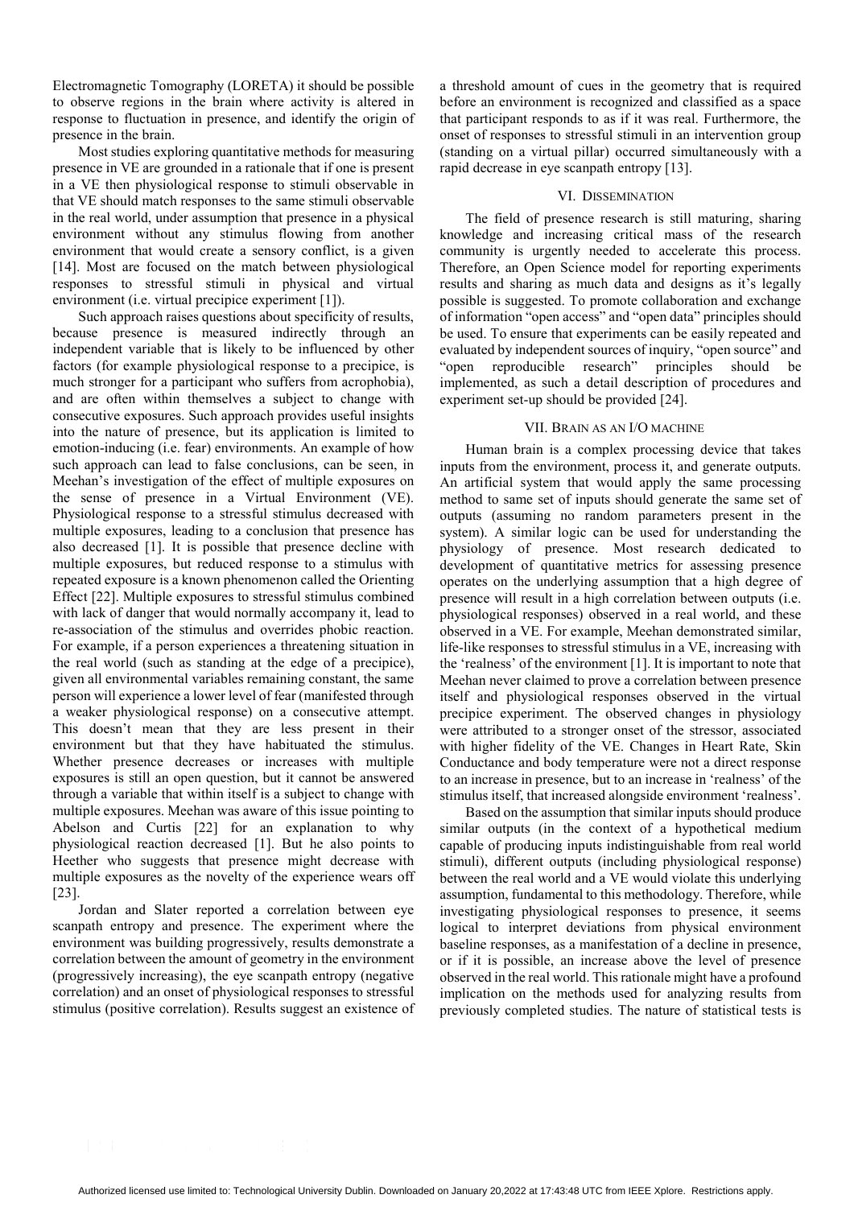Electromagnetic Tomography (LORETA) it should be possible to observe regions in the brain where activity is altered in response to fluctuation in presence, and identify the origin of presence in the brain.

Most studies exploring quantitative methods for measuring presence in VE are grounded in a rationale that if one is present in a VE then physiological response to stimuli observable in that VE should match responses to the same stimuli observable in the real world, under assumption that presence in a physical environment without any stimulus flowing from another environment that would create a sensory conflict, is a given [14]. Most are focused on the match between physiological responses to stressful stimuli in physical and virtual environment (i.e. virtual precipice experiment [1]).

Such approach raises questions about specificity of results, because presence is measured indirectly through an independent variable that is likely to be influenced by other factors (for example physiological response to a precipice, is much stronger for a participant who suffers from acrophobia), and are often within themselves a subject to change with consecutive exposures. Such approach provides useful insights into the nature of presence, but its application is limited to emotion-inducing (i.e. fear) environments. An example of how such approach can lead to false conclusions, can be seen, in Meehan's investigation of the effect of multiple exposures on the sense of presence in a Virtual Environment (VE). Physiological response to a stressful stimulus decreased with multiple exposures, leading to a conclusion that presence has also decreased [1]. It is possible that presence decline with multiple exposures, but reduced response to a stimulus with repeated exposure is a known phenomenon called the Orienting Effect [22]. Multiple exposures to stressful stimulus combined with lack of danger that would normally accompany it, lead to re-association of the stimulus and overrides phobic reaction. For example, if a person experiences a threatening situation in the real world (such as standing at the edge of a precipice), given all environmental variables remaining constant, the same person will experience a lower level of fear (manifested through a weaker physiological response) on a consecutive attempt. This doesn't mean that they are less present in their environment but that they have habituated the stimulus. Whether presence decreases or increases with multiple exposures is still an open question, but it cannot be answered through a variable that within itself is a subject to change with multiple exposures. Meehan was aware of this issue pointing to Abelson and Curtis [22] for an explanation to why physiological reaction decreased [1]. But he also points to Heether who suggests that presence might decrease with multiple exposures as the novelty of the experience wears off [23].

Jordan and Slater reported a correlation between eye scanpath entropy and presence. The experiment where the environment was building progressively, results demonstrate a correlation between the amount of geometry in the environment (progressively increasing), the eye scanpath entropy (negative correlation) and an onset of physiological responses to stressful stimulus (positive correlation). Results suggest an existence of a threshold amount of cues in the geometry that is required before an environment is recognized and classified as a space that participant responds to as if it was real. Furthermore, the onset of responses to stressful stimuli in an intervention group (standing on a virtual pillar) occurred simultaneously with a rapid decrease in eye scanpath entropy [13].

## VI. Dissemination

The field of presence research is still maturing, sharing knowledge and increasing critical mass of the research community is urgently needed to accelerate this process. Therefore, an Open Science model for reporting experiments results and sharing as much data and designs as it's legally possible is suggested. To promote collaboration and exchange of information "open access" and "open data" principles should be used. To ensure that experiments can be easily repeated and evaluated by independent sources of inquiry, "open source" and "open reproducible research" principles should be implemented, as such a detail description of procedures and experiment set-up should be provided [24].

## VII. Brain as an I/O machine

Human brain is a complex processing device that takes inputs from the environment, process it, and generate outputs. An artificial system that would apply the same processing method to same set of inputs should generate the same set of outputs (assuming no random parameters present in the system). A similar logic can be used for understanding the physiology of presence. Most research dedicated to development of quantitative metrics for assessing presence operates on the underlying assumption that a high degree of presence will result in a high correlation between outputs (i.e. physiological responses) observed in a real world, and these observed in a VE. For example, Meehan demonstrated similar, life-like responses to stressful stimulus in a VE, increasing with the 'realness' of the environment [1]. It is important to note that Meehan never claimed to prove a correlation between presence itself and physiological responses observed in the virtual precipice experiment. The observed changes in physiology were attributed to a stronger onset of the stressor, associated with higher fidelity of the VE. Changes in Heart Rate, Skin Conductance and body temperature were not a direct response to an increase in presence, but to an increase in 'realness' of the stimulus itself, that increased alongside environment 'realness'.

Based on the assumption that similar inputs should produce similar outputs (in the context of a hypothetical medium capable of producing inputs indistinguishable from real world stimuli), different outputs (including physiological response) between the real world and a VE would violate this underlying assumption, fundamental to this methodology. Therefore, while investigating physiological responses to presence, it seems logical to interpret deviations from physical environment baseline responses, as a manifestation of a decline in presence, or if it is possible, an increase above the level of presence observed in the real world. This rationale might have a profound implication on the methods used for analyzing results from previously completed studies. The nature of statistical tests is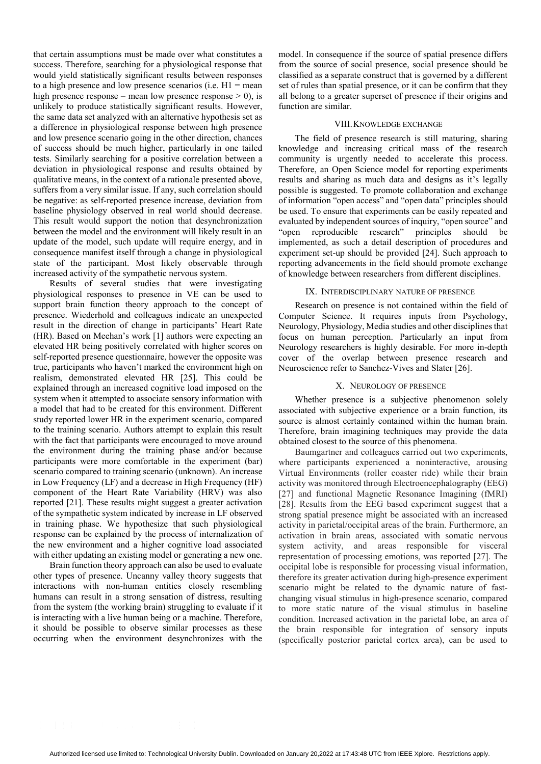that certain assumptions must be made over what constitutes a success. Therefore, searching for a physiological response that would yield statistically significant results between responses to a high presence and low presence scenarios (i.e. H1 = mean high presence response – mean low presence response > 0), is unlikely to produce statistically significant results. However, the same data set analyzed with an alternative hypothesis set as a difference in physiological response between high presence and low presence scenario going in the other direction, chances of success should be much higher, particularly in one tailed tests. Similarly searching for a positive correlation between a deviation in physiological response and results obtained by qualitative means, in the context of a rationale presented above, suffers from a very similar issue. If any, such correlation should be negative: as self-reported presence increase, deviation from baseline physiology observed in real world should decrease. This result would support the notion that desynchronization between the model and the environment will likely result in an update of the model, such update will require energy, and in consequence manifest itself through a change in physiological state of the participant. Most likely observable through increased activity of the sympathetic nervous system.

Results of several studies that were investigating physiological responses to presence in VE can be used to support brain function theory approach to the concept of presence. Wiederhold and colleagues indicate an unexpected result in the direction of change in participants' Heart Rate (HR). Based on Meehan's work [1] authors were expecting an elevated HR being positively correlated with higher scores on self-reported presence questionnaire, however the opposite was true, participants who haven't marked the environment high on realism, demonstrated elevated HR [25]. This could be explained through an increased cognitive load imposed on the system when it attempted to associate sensory information with a model that had to be created for this environment. Different study reported lower HR in the experiment scenario, compared to the training scenario. Authors attempt to explain this result with the fact that participants were encouraged to move around the environment during the training phase and/or because participants were more comfortable in the experiment (bar) scenario compared to training scenario (unknown). An increase in Low Frequency (LF) and a decrease in High Frequency (HF) component of the Heart Rate Variability (HRV) was also reported [21]. These results might suggest a greater activation of the sympathetic system indicated by increase in LF observed in training phase. We hypothesize that such physiological response can be explained by the process of internalization of the new environment and a higher cognitive load associated with either updating an existing model or generating a new one.

Brain function theory approach can also be used to evaluate other types of presence. Uncanny valley theory suggests that interactions with non-human entities closely resembling humans can result in a strong sensation of distress, resulting from the system (the working brain) struggling to evaluate if it is interacting with a live human being or a machine. Therefore, it should be possible to observe similar processes as these occurring when the environment desynchronizes with the model. In consequence if the source of spatial presence differs from the source of social presence, social presence should be classified as a separate construct that is governed by a different set of rules than spatial presence, or it can be confirm that they all belong to a greater superset of presence if their origins and function are similar.

## VIII. Knowledge Exchange

The field of presence research is still maturing, sharing knowledge and increasing critical mass of the research community is urgently needed to accelerate this process. Therefore, an Open Science model for reporting experiments results and sharing as much data and designs as it's legally possible is suggested. To promote collaboration and exchange of information "open access" and "open data" principles should be used. To ensure that experiments can be easily repeated and evaluated by independent sources of inquiry, "open source" and "open reproducible research" principles should be implemented, as such a detail description of procedures and experiment set-up should be provided [24]. Such approach to reporting advancements in the field should promote exchange of knowledge between researchers from different disciplines.

## IX. Interdisciplinary Nature of Presence

Research on presence is not contained within the field of Computer Science. It requires inputs from Psychology, Neurology, Physiology, Media studies and other disciplines that focus on human perception. Particularly an input from Neurology researchers is highly desirable. For more in-depth cover of the overlap between presence research and Neuroscience refer to Sanchez-Vives and Slater [26].

## X. Neurology of Presence

Whether presence is a subjective phenomenon solely associated with subjective experience or a brain function, its source is almost certainly contained within the human brain. Therefore, brain imaging techniques may provide the data obtained closest to the source of this phenomena.

Baumgartner and colleagues carried out two experiments, where participants experienced a noninteractive, arousing Virtual Environments (roller coaster ride) while their brain activity was monitored through Electroencephalography (EEG) [27] and functional Magnetic Resonance Imagining (fMRI) [28]. Results from the EEG based experiment suggest that a strong spatial presence might be associated with an increased activity in parietal/occipital areas of the brain. Furthermore, an activation in brain areas, associated with somatic nervous system activity, and areas responsible for visceral representation of processing emotions, was reported [27]. The occipital lobe is responsible for processing visual information, therefore its greater activation during high-presence experiment scenario might be related to the dynamic nature of fast-changing visual stimulus in high-presence scenario, compared to more static nature of the visual stimulus in baseline condition. Increased activation in the parietal lobe, an area of the brain responsible for integration of sensory inputs (specifically posterior parietal cortex area), can be used to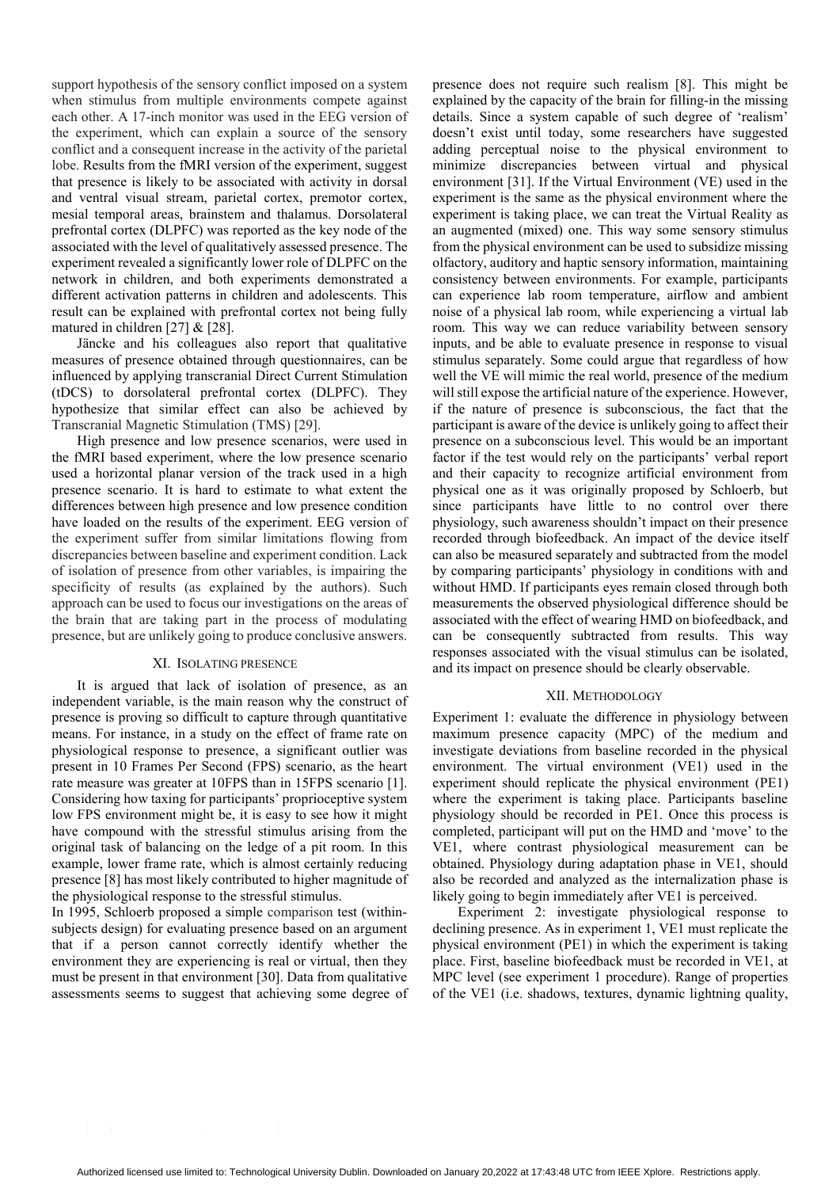support hypothesis of the sensory conflict imposed on a system when stimulus from multiple environments compete against each other. A 17-inch monitor was used in the EEG version of the experiment, which can explain a source of the sensory conflict and a consequent increase in the activity of the parietal lobe. Results from the fMRI version of the experiment, suggest that presence is likely to be associated with activity in dorsal and ventral visual stream, parietal cortex, premotor cortex, mesial temporal areas, brainstem and thalamus. Dorsolateral prefrontal cortex (DLPFC) was reported as the key node of the associated with the level of qualitatively assessed presence. The experiment revealed a significantly lower role of DLPFC on the network in children, and both experiments demonstrated a different activation patterns in children and adolescents. This result can be explained with prefrontal cortex not being fully matured in children [27] & [28].

Jäncke and his colleagues also report that qualitative measures of presence obtained through questionnaires, can be influenced by applying transcranial Direct Current Stimulation (tDCS) to dorsolateral prefrontal cortex (DLPFC). They hypothesize that similar effect can also be achieved by Transcranial Magnetic Stimulation (TMS) [29].

High presence and low presence scenarios, were used in the fMRI based experiment, where the low presence scenario used a horizontal planar version of the track used in a high presence scenario. It is hard to estimate to what extent the differences between high presence and low presence condition have loaded on the results of the experiment. EEG version of the experiment suffer from similar limitations flowing from discrepancies between baseline and experiment condition. Lack of isolation of presence from other variables, is impairing the specificity of results (as explained by the authors). Such approach can be used to focus our investigations on the areas of the brain that are taking part in the process of modulating presence, but are unlikely going to produce conclusive answers.

## XI. Isolating Presence

It is argued that lack of isolation of presence, as an independent variable, is the main reason why the construct of presence is proving so difficult to capture through quantitative means. For instance, in a study on the effect of frame rate on physiological response to presence, a significant outlier was present in 10 Frames Per Second (FPS) scenario, as the heart rate measure was greater at 10FPS than in 15FPS scenario [1]. Considering how taxing for participants' proprioceptive system low FPS environment might be, it is easy to see how it might have compound with the stressful stimulus arising from the original task of balancing on the ledge of a pit room. In this example, lower frame rate, which is almost certainly reducing presence [8] has most likely contributed to higher magnitude of the physiological response to the stressful stimulus.

In 1995, Schloerb proposed a simple comparison test (within-subjects design) for evaluating presence based on an argument that if a person cannot correctly identify whether the environment they are experiencing is real or virtual, then they must be present in that environment [30]. Data from qualitative assessments seems to suggest that achieving some degree of presence does not require such realism [8]. This might be explained by the capacity of the brain for filling-in the missing details. Since a system capable of such degree of 'realism' doesn't exist until today, some researchers have suggested adding perceptual noise to the physical environment to minimize discrepancies between virtual and physical environment [31]. If the Virtual Environment (VE) used in the experiment is the same as the physical environment where the experiment is taking place, we can treat the Virtual Reality as an augmented (mixed) one. This way some sensory stimulus from the physical environment can be used to subsidize missing olfactory, auditory and haptic sensory information, maintaining consistency between environments. For example, participants can experience lab room temperature, airflow and ambient noise of a physical lab room, while experiencing a virtual lab room. This way we can reduce variability between sensory inputs, and be able to evaluate presence in response to visual stimulus separately. Some could argue that regardless of how well the VE will mimic the real world, presence of the medium will still expose the artificial nature of the experience. However, if the nature of presence is subconscious, the fact that the participant is aware of the device is unlikely going to affect their presence on a subconscious level. This would be an important factor if the test would rely on the participants' verbal report and their capacity to recognize artificial environment from physical one as it was originally proposed by Schloerb, but since participants have little to no control over there physiology, such awareness shouldn't impact on their presence recorded through biofeedback. An impact of the device itself can also be measured separately and subtracted from the model by comparing participants' physiology in conditions with and without HMD. If participants eyes remain closed through both measurements the observed physiological difference should be associated with the effect of wearing HMD on biofeedback, and can be consequently subtracted from results. This way responses associated with the visual stimulus can be isolated, and its impact on presence should be clearly observable.

## XII. Methodology

Experiment 1: evaluate the difference in physiology between maximum presence capacity (MPC) of the medium and investigate deviations from baseline recorded in the physical environment. The virtual environment (VE1) used in the experiment should replicate the physical environment (PE1) where the experiment is taking place. Participants baseline physiology should be recorded in PE1. Once this process is completed, participant will put on the HMD and 'move' to the VE1, where contrast physiological measurement can be obtained. Physiology during adaptation phase in VE1, should also be recorded and analyzed as the internalization phase is likely going to begin immediately after VE1 is perceived.

Experiment 2: investigate physiological response to declining presence. As in experiment 1, VE1 must replicate the physical environment (PE1) in which the experiment is taking place. First, baseline biofeedback must be recorded in VE1, at MPC level (see experiment 1 procedure). Range of properties of the VE1 (i.e. shadows, textures, dynamic lightning quality,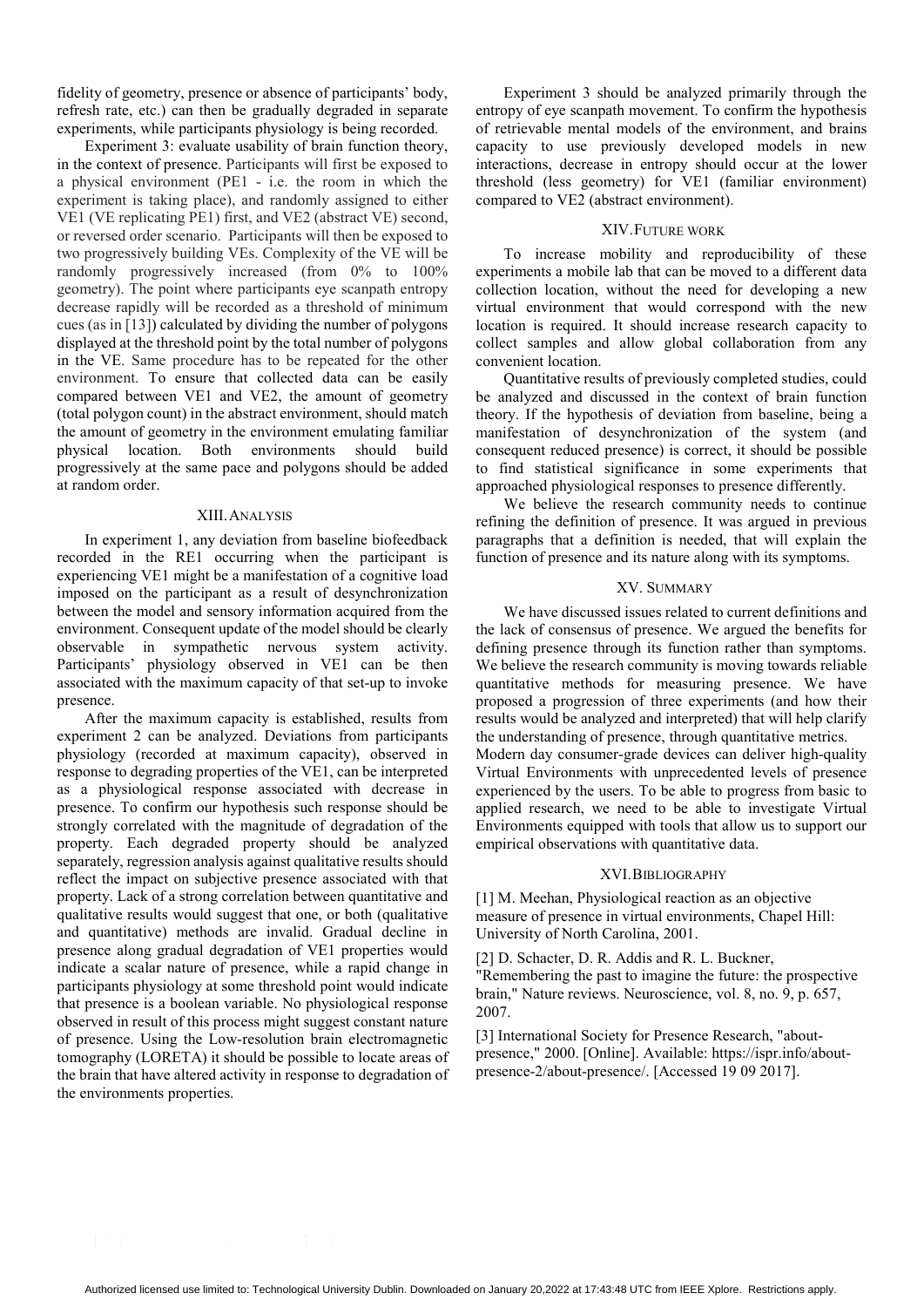fidelity of geometry, presence or absence of participants' body, refresh rate, etc.) can then be gradually degraded in separate experiments, while participants physiology is being recorded.

Experiment 3: evaluate usability of brain function theory, in the context of presence. Participants will first be exposed to a physical environment (PE1 - i.e. the room in which the experiment is taking place), and randomly assigned to either VE1 (VE replicating PE1) first, and VE2 (abstract VE) second, or reversed order scenario. Participants will then be exposed to two progressively building VEs. Complexity of the VE will be randomly progressively increased (from 0% to 100% geometry). The point where participants eye scanpath entropy decrease rapidly will be recorded as a threshold of minimum cues (as in [13]) calculated by dividing the number of polygons displayed at the threshold point by the total number of polygons in the VE. Same procedure has to be repeated for the other environment. To ensure that collected data can be easily compared between VE1 and VE2, the amount of geometry (total polygon count) in the abstract environment, should match the amount of geometry in the environment emulating familiar physical location. Both environments should build progressively at the same pace and polygons should be added at random order.

## XIII. Analysis

In experiment 1, any deviation from baseline biofeedback recorded in the RE1 occurring when the participant is experiencing VE1 might be a manifestation of a cognitive load imposed on the participant as a result of desynchronization between the model and sensory information acquired from the environment. Consequent update of the model should be clearly observable in sympathetic nervous system activity. Participants' physiology observed in VE1 can be then associated with the maximum capacity of that set-up to invoke presence.

After the maximum capacity is established, results from experiment 2 can be analyzed. Deviations from participants physiology (recorded at maximum capacity), observed in response to degrading properties of the VE1, can be interpreted as a physiological response associated with decrease in presence. To confirm our hypothesis such response should be strongly correlated with the magnitude of degradation of the property. Each degraded property should be analyzed separately, regression analysis against qualitative results should reflect the impact on subjective presence associated with that property. Lack of a strong correlation between quantitative and qualitative results would suggest that one, or both (qualitative and quantitative) methods are invalid. Gradual decline in presence along gradual degradation of VE1 properties would indicate a scalar nature of presence, while a rapid change in participants physiology at some threshold point would indicate that presence is a boolean variable. No physiological response observed in result of this process might suggest constant nature of presence. Using the Low-resolution brain electromagnetic tomography (LORETA) it should be possible to locate areas of the brain that have altered activity in response to degradation of the environments properties.

Experiment 3 should be analyzed primarily through the entropy of eye scanpath movement. To confirm the hypothesis of retrievable mental models of the environment, and brains capacity to use previously developed models in new interactions, decrease in entropy should occur at the lower threshold (less geometry) for VE1 (familiar environment) compared to VE2 (abstract environment).

## XIV. Future work

To increase mobility and reproducibility of these experiments a mobile lab that can be moved to a different data collection location, without the need for developing a new virtual environment that would correspond with the new location is required. It should increase research capacity to collect samples and allow global collaboration from any convenient location.

Quantitative results of previously completed studies, could be analyzed and discussed in the context of brain function theory. If the hypothesis of deviation from baseline, being a manifestation of desynchronization of the system (and consequent reduced presence) is correct, it should be possible to find statistical significance in some experiments that approached physiological responses to presence differently.

We believe the research community needs to continue refining the definition of presence. It was argued in previous paragraphs that a definition is needed, that will explain the function of presence and its nature along with its symptoms.

## XV. Summary

We have discussed issues related to current definitions and the lack of consensus of presence. We argued the benefits for defining presence through its function rather than symptoms. We believe the research community is moving towards reliable quantitative methods for measuring presence. We have proposed a progression of three experiments (and how their results would be analyzed and interpreted) that will help clarify the understanding of presence, through quantitative metrics.
Modern day consumer-grade devices can deliver high-quality Virtual Environments with unprecedented levels of presence experienced by the users. To be able to progress from basic to applied research, we need to be able to investigate Virtual Environments equipped with tools that allow us to support our empirical observations with quantitative data.

## XVI. Bibliography

[1] M. Meehan, Physiological reaction as an objective measure of presence in virtual environments, Chapel Hill: University of North Carolina, 2001.

[2] D. Schacter, D. R. Addis and R. L. Buckner, "Remembering the past to imagine the future: the prospective brain," Nature reviews. Neuroscience, vol. 8, no. 9, p. 657, 2007.

[3] International Society for Presence Research, "about-presence," 2000. [Online]. Available: https://ispr.info/about-presence-2/about-presence/. [Accessed 19 09 2017].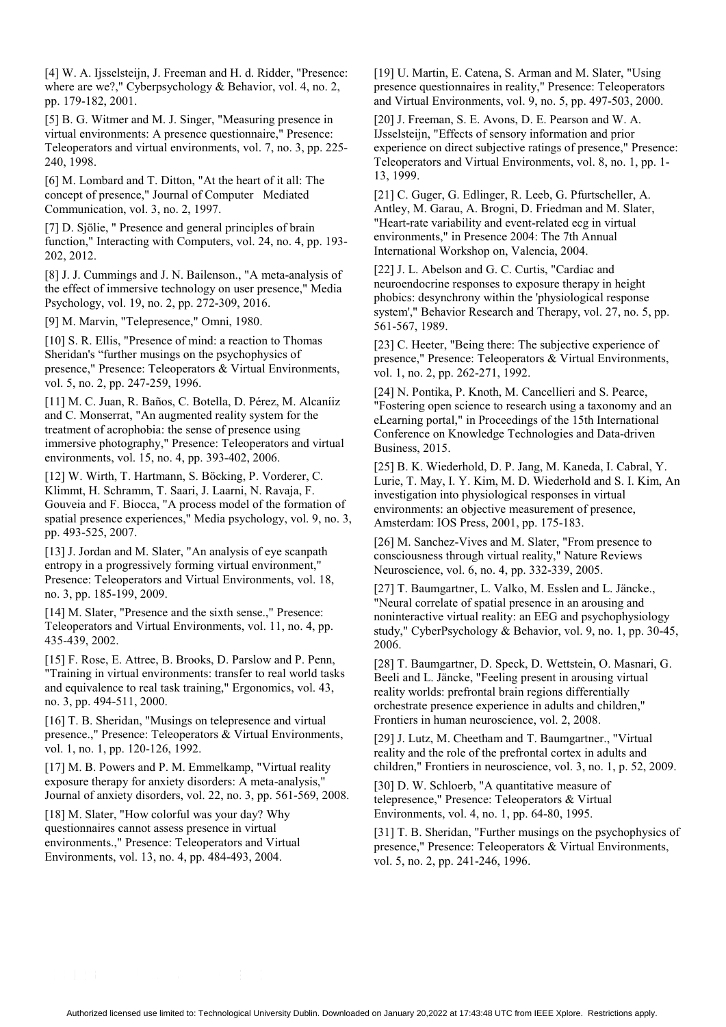[4] W. A. Ijsselsteijn, J. Freeman and H. d. Ridder, "Presence: where are we?," Cyberpsychology & Behavior, vol. 4, no. 2, pp. 179-182, 2001.

[5] B. G. Witmer and M. J. Singer, "Measuring presence in virtual environments: A presence questionnaire," Presence: Teleoperators and virtual environments, vol. 7, no. 3, pp. 225-240, 1998.

[6] M. Lombard and T. Ditton, "At the heart of it all: The concept of presence," Journal of Computer Mediated Communication, vol. 3, no. 2, 1997.

[7] D. Sjölie, " Presence and general principles of brain function," Interacting with Computers, vol. 24, no. 4, pp. 193-202, 2012.

[8] J. J. Cummings and J. N. Bailenson., "A meta-analysis of the effect of immersive technology on user presence," Media Psychology, vol. 19, no. 2, pp. 272-309, 2016.

[9] M. Marvin, "Telepresence," Omni, 1980.

[10] S. R. Ellis, "Presence of mind: a reaction to Thomas Sheridan's "further musings on the psychophysics of presence," Presence: Teleoperators & Virtual Environments, vol. 5, no. 2, pp. 247-259, 1996.

[11] M. C. Juan, R. Baños, C. Botella, D. Pérez, M. Alcaníiz and C. Monserrat, "An augmented reality system for the treatment of acrophobia: the sense of presence using immersive photography," Presence: Teleoperators and virtual environments, vol. 15, no. 4, pp. 393-402, 2006.

[12] W. Wirth, T. Hartmann, S. Böcking, P. Vorderer, C. Klimmt, H. Schramm, T. Saari, J. Laarni, N. Ravaja, F. Gouveia and F. Biocca, "A process model of the formation of spatial presence experiences," Media psychology, vol. 9, no. 3, pp. 493-525, 2007.

[13] J. Jordan and M. Slater, "An analysis of eye scanpath entropy in a progressively forming virtual environment," Presence: Teleoperators and Virtual Environments, vol. 18, no. 3, pp. 185-199, 2009.

[14] M. Slater, "Presence and the sixth sense.," Presence: Teleoperators and Virtual Environments, vol. 11, no. 4, pp. 435-439, 2002.

[15] F. Rose, E. Attree, B. Brooks, D. Parslow and P. Penn, "Training in virtual environments: transfer to real world tasks and equivalence to real task training," Ergonomics, vol. 43, no. 3, pp. 494-511, 2000.

[16] T. B. Sheridan, "Musings on telepresence and virtual presence.," Presence: Teleoperators & Virtual Environments, vol. 1, no. 1, pp. 120-126, 1992.

[17] M. B. Powers and P. M. Emmelkamp, "Virtual reality exposure therapy for anxiety disorders: A meta-analysis," Journal of anxiety disorders, vol. 22, no. 3, pp. 561-569, 2008.

[18] M. Slater, "How colorful was your day? Why questionnaires cannot assess presence in virtual environments.," Presence: Teleoperators and Virtual Environments, vol. 13, no. 4, pp. 484-493, 2004.

[19] U. Martin, E. Catena, S. Arman and M. Slater, "Using presence questionnaires in reality," Presence: Teleoperators and Virtual Environments, vol. 9, no. 5, pp. 497-503, 2000.

[20] J. Freeman, S. E. Avons, D. E. Pearson and W. A. IJsselsteijn, "Effects of sensory information and prior experience on direct subjective ratings of presence," Presence: Teleoperators and Virtual Environments, vol. 8, no. 1, pp. 1-13, 1999.

[21] C. Guger, G. Edlinger, R. Leeb, G. Pfurtscheller, A. Antley, M. Garau, A. Brogni, D. Friedman and M. Slater, "Heart-rate variability and event-related ecg in virtual environments," in Presence 2004: The 7th Annual International Workshop on, Valencia, 2004.

[22] J. L. Abelson and G. C. Curtis, "Cardiac and neuroendocrine responses to exposure therapy in height phobics: desynchrony within the 'physiological response system'," Behavior Research and Therapy, vol. 27, no. 5, pp. 561-567, 1989.

[23] C. Heeter, "Being there: The subjective experience of presence," Presence: Teleoperators & Virtual Environments, vol. 1, no. 2, pp. 262-271, 1992.

[24] N. Pontika, P. Knoth, M. Cancellieri and S. Pearce, "Fostering open science to research using a taxonomy and an eLearning portal," in Proceedings of the 15th International Conference on Knowledge Technologies and Data-driven Business, 2015.

[25] B. K. Wiederhold, D. P. Jang, M. Kaneda, I. Cabral, Y. Lurie, T. May, I. Y. Kim, M. D. Wiederhold and S. I. Kim, An investigation into physiological responses in virtual environments: an objective measurement of presence, Amsterdam: IOS Press, 2001, pp. 175-183.

[26] M. Sanchez-Vives and M. Slater, "From presence to consciousness through virtual reality," Nature Reviews Neuroscience, vol. 6, no. 4, pp. 332-339, 2005.

[27] T. Baumgartner, L. Valko, M. Esslen and L. Jäncke., "Neural correlate of spatial presence in an arousing and noninteractive virtual reality: an EEG and psychophysiology study," CyberPsychology & Behavior, vol. 9, no. 1, pp. 30-45, 2006.

[28] T. Baumgartner, D. Speck, D. Wettstein, O. Masnari, G. Beeli and L. Jäncke, "Feeling present in arousing virtual reality worlds: prefrontal brain regions differentially orchestrate presence experience in adults and children," Frontiers in human neuroscience, vol. 2, 2008.

[29] J. Lutz, M. Cheetham and T. Baumgartner., "Virtual reality and the role of the prefrontal cortex in adults and children," Frontiers in neuroscience, vol. 3, no. 1, p. 52, 2009.

[30] D. W. Schloerb, "A quantitative measure of telepresence," Presence: Teleoperators & Virtual Environments, vol. 4, no. 1, pp. 64-80, 1995.

[31] T. B. Sheridan, "Further musings on the psychophysics of presence," Presence: Teleoperators & Virtual Environments, vol. 5, no. 2, pp. 241-246, 1996.